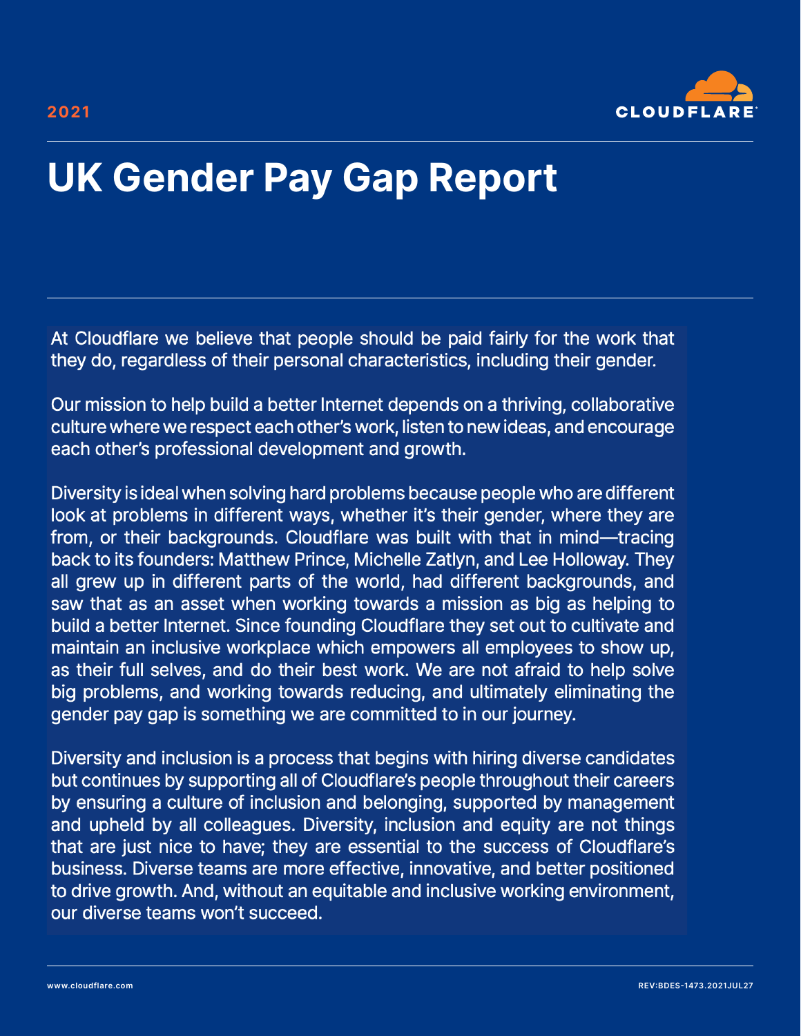2021

# UK Gender Pay Gap Report

At Cloudflare we believe that people should be paid fairly for the work that they do, regardless of their personal characteristics, including their gender.

Our mission to help build a better Internet depends on a thriving, collaborative culture where we respect each other's work, listen to new ideas, and encourage each other's professional development and growth.

Diversity is ideal when solving hard problems because people who are different look at problems in different ways, whether it's their gender, where they are from, or their backgrounds. Cloudflare was built with that in mind—tracing back to its founders: Matthew Prince, Michelle Zatlyn, and Lee Holloway. They all grew up in different parts of the world, had different backgrounds, and saw that as an asset when working towards a mission as big as helping to build a better Internet. Since founding Cloudflare they set out to cultivate and maintain an inclusive workplace which empowers all employees to show up, as their full selves, and do their best work. We are not afraid to help solve big problems, and working towards reducing, and ultimately eliminating the gender pay gap is something we are committed to in our journey.

Diversity and inclusion is a process that begins with hiring diverse candidates but continues by supporting all of Cloudflare's people throughout their careers by ensuring a culture of inclusion and belonging, supported by management and upheld by all colleagues. Diversity, inclusion and equity are not things that are just nice to have; they are essential to the success of Cloudflare's business. Diverse teams are more effective, innovative, and better positioned to drive growth. And, without an equitable and inclusive working environment, our diverse teams won't succeed.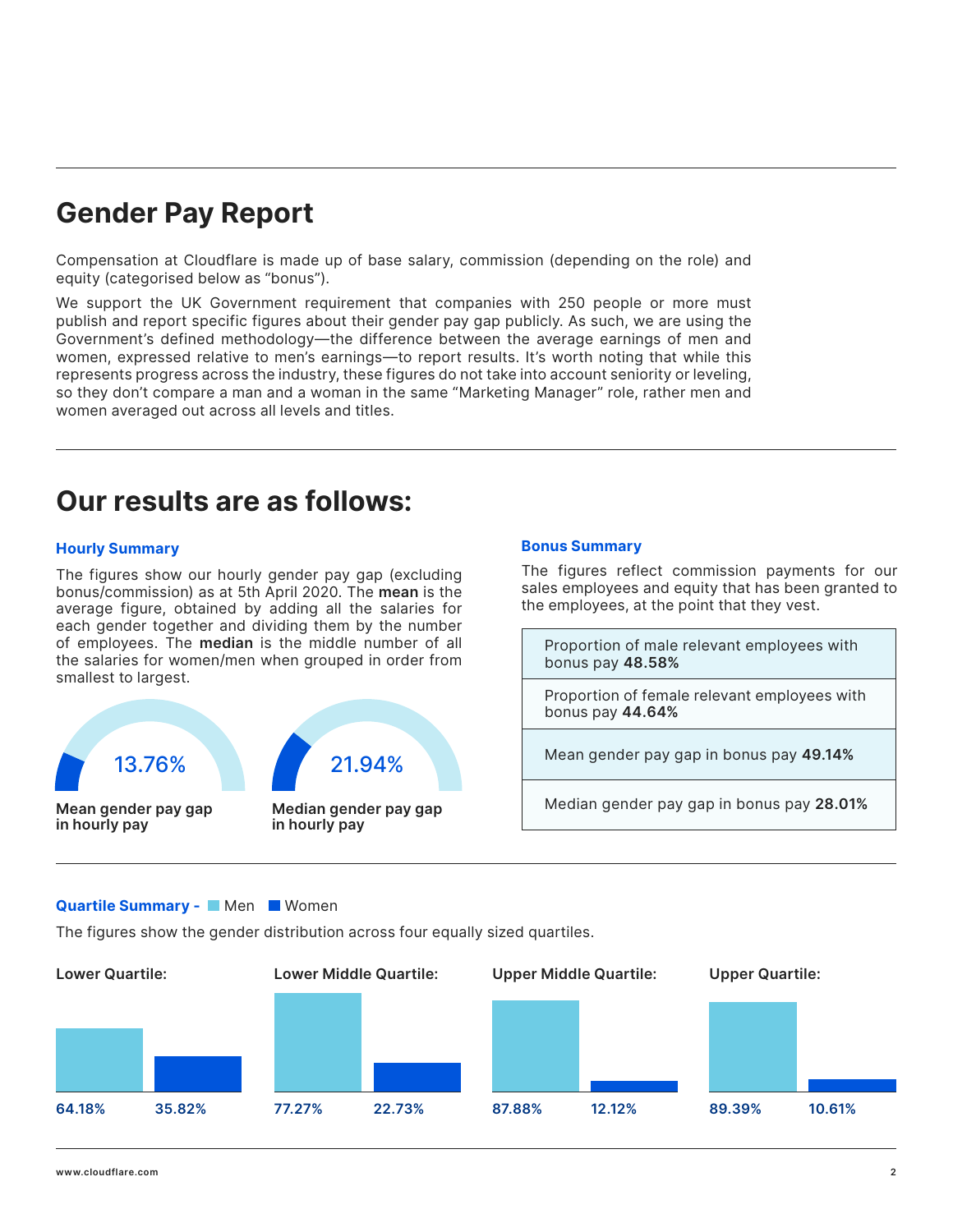# Gender Pay Report

Compensation at Cloudflare is made up of base salary, commission (depending on the role) and equity (categorised below as "bonus").

We support the UK Government requirement that companies with 250 people or more must publish and report specific figures about their gender pay gap publicly. As such, we are using the Government's defined methodology—the difference between the average earnings of men and women, expressed relative to men's earnings—to report results. It's worth noting that while this represents progress across the industry, these figures do not take into account seniority or leveling, so they don't compare a man and a woman in the same "Marketing Manager" role, rather men and women averaged out across all levels and titles.

# Our results are as follows:

### Hourly Summary

The figures show our hourly gender pay gap (excluding bonus/commission) as at 5th April 2020. The **mean** is the average figure, obtained by adding all the salaries for each gender together and dividing them by the number of employees. The **median** is the middle number of all the salaries for women/men when grouped in order from smallest to largest.

13.76%
**Mean gender pay gap in hourly pay**

21.94%
**Median gender pay gap in hourly pay**

### Bonus Summary

The figures reflect commission payments for our sales employees and equity that has been granted to the employees, at the point that they vest.

| |
|---|
| Proportion of male relevant employees with bonus pay **48.58%** |
| Proportion of female relevant employees with bonus pay **44.64%** |
| Mean gender pay gap in bonus pay **49.14%** |
| Median gender pay gap in bonus pay **28.01%** |

### Quartile Summary - Men / Women

The figures show the gender distribution across four equally sized quartiles.

| Quartile | Men | Women |
|---|---|---|
| Lower Quartile: | 64.18% | 35.82% |
| Lower Middle Quartile: | 77.27% | 22.73% |
| Upper Middle Quartile: | 87.88% | 12.12% |
| Upper Quartile: | 89.39% | 10.61% |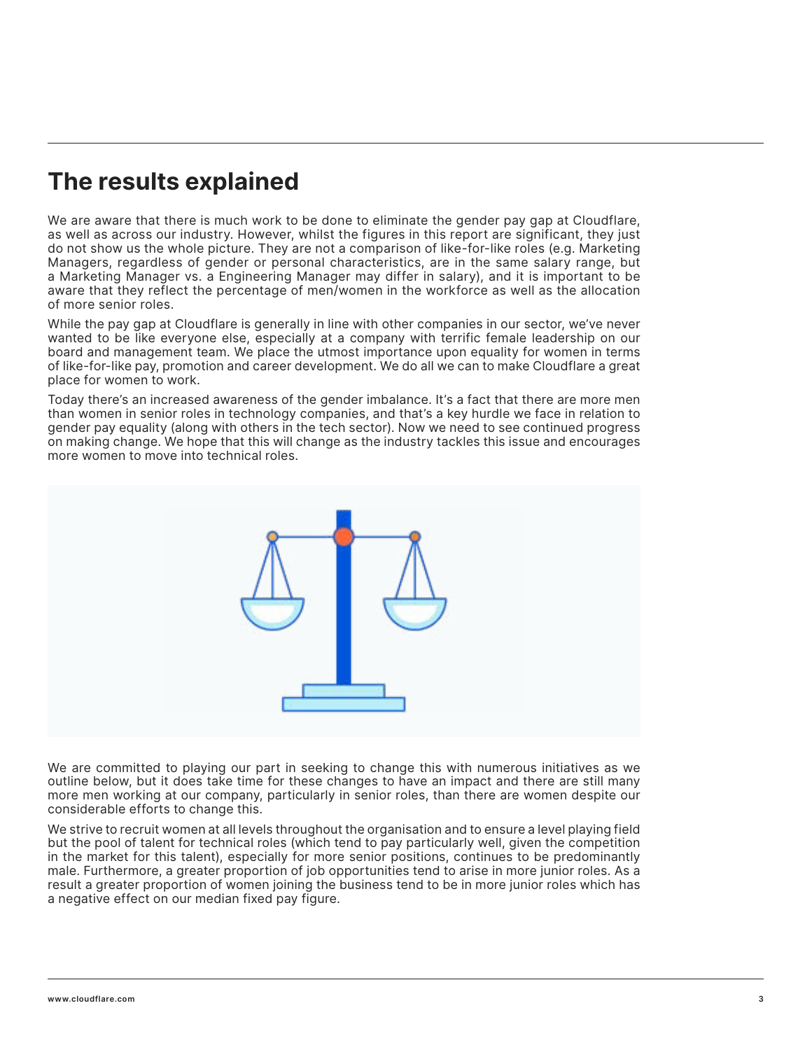## The results explained

We are aware that there is much work to be done to eliminate the gender pay gap at Cloudflare, as well as across our industry. However, whilst the figures in this report are significant, they just do not show us the whole picture. They are not a comparison of like-for-like roles (e.g. Marketing Managers, regardless of gender or personal characteristics, are in the same salary range, but a Marketing Manager vs. a Engineering Manager may differ in salary), and it is important to be aware that they reflect the percentage of men/women in the workforce as well as the allocation of more senior roles.

While the pay gap at Cloudflare is generally in line with other companies in our sector, we've never wanted to be like everyone else, especially at a company with terrific female leadership on our board and management team. We place the utmost importance upon equality for women in terms of like-for-like pay, promotion and career development. We do all we can to make Cloudflare a great place for women to work.

Today there's an increased awareness of the gender imbalance. It's a fact that there are more men than women in senior roles in technology companies, and that's a key hurdle we face in relation to gender pay equality (along with others in the tech sector). Now we need to see continued progress on making change. We hope that this will change as the industry tackles this issue and encourages more women to move into technical roles.

We are committed to playing our part in seeking to change this with numerous initiatives as we outline below, but it does take time for these changes to have an impact and there are still many more men working at our company, particularly in senior roles, than there are women despite our considerable efforts to change this.

We strive to recruit women at all levels throughout the organisation and to ensure a level playing field but the pool of talent for technical roles (which tend to pay particularly well, given the competition in the market for this talent), especially for more senior positions, continues to be predominantly male. Furthermore, a greater proportion of job opportunities tend to arise in more junior roles. As a result a greater proportion of women joining the business tend to be in more junior roles which has a negative effect on our median fixed pay figure.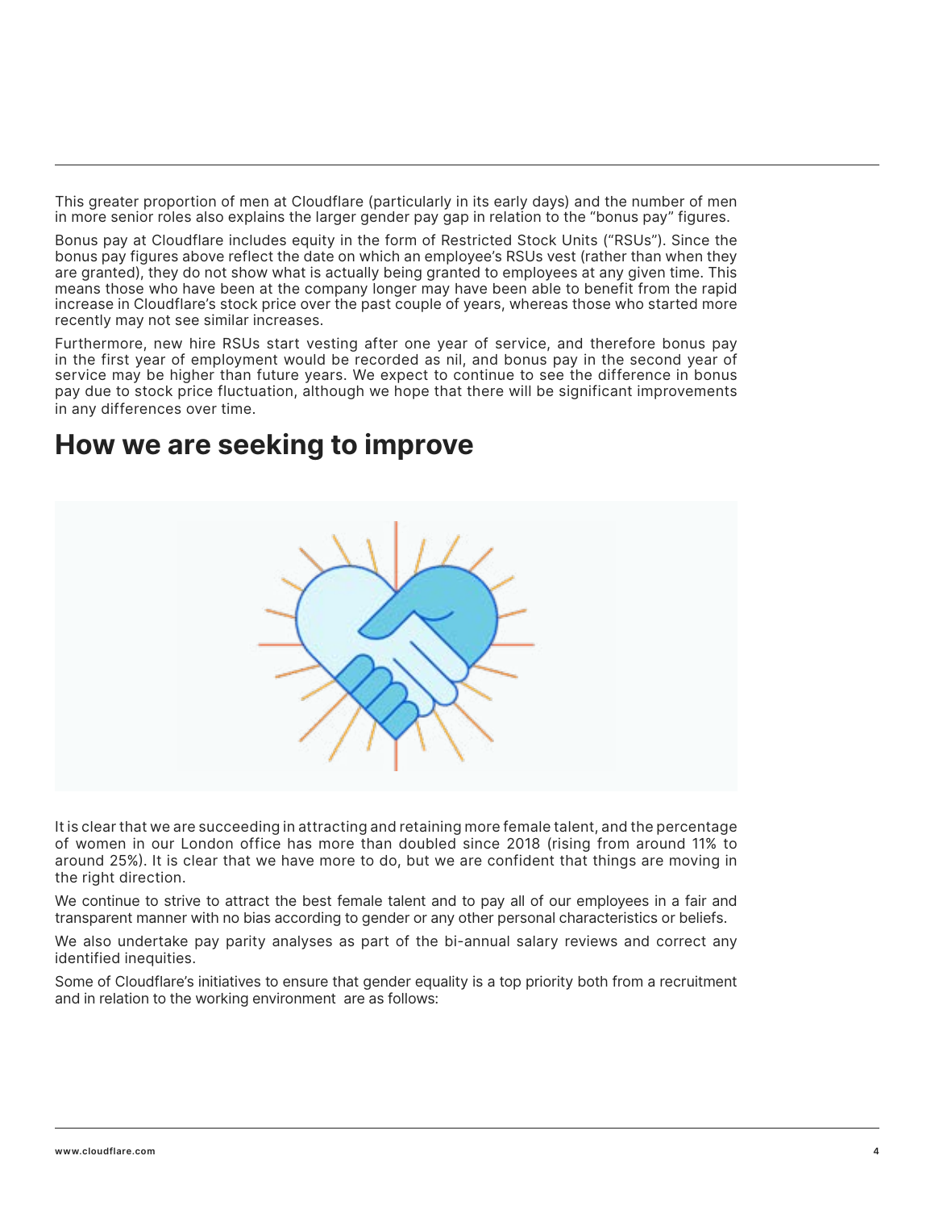This greater proportion of men at Cloudflare (particularly in its early days) and the number of men in more senior roles also explains the larger gender pay gap in relation to the "bonus pay" figures.

Bonus pay at Cloudflare includes equity in the form of Restricted Stock Units ("RSUs"). Since the bonus pay figures above reflect the date on which an employee's RSUs vest (rather than when they are granted), they do not show what is actually being granted to employees at any given time. This means those who have been at the company longer may have been able to benefit from the rapid increase in Cloudflare's stock price over the past couple of years, whereas those who started more recently may not see similar increases.

Furthermore, new hire RSUs start vesting after one year of service, and therefore bonus pay in the first year of employment would be recorded as nil, and bonus pay in the second year of service may be higher than future years. We expect to continue to see the difference in bonus pay due to stock price fluctuation, although we hope that there will be significant improvements in any differences over time.

## How we are seeking to improve

It is clear that we are succeeding in attracting and retaining more female talent, and the percentage of women in our London office has more than doubled since 2018 (rising from around 11% to around 25%). It is clear that we have more to do, but we are confident that things are moving in the right direction.

We continue to strive to attract the best female talent and to pay all of our employees in a fair and transparent manner with no bias according to gender or any other personal characteristics or beliefs.

We also undertake pay parity analyses as part of the bi-annual salary reviews and correct any identified inequities.

Some of Cloudflare's initiatives to ensure that gender equality is a top priority both from a recruitment and in relation to the working environment are as follows: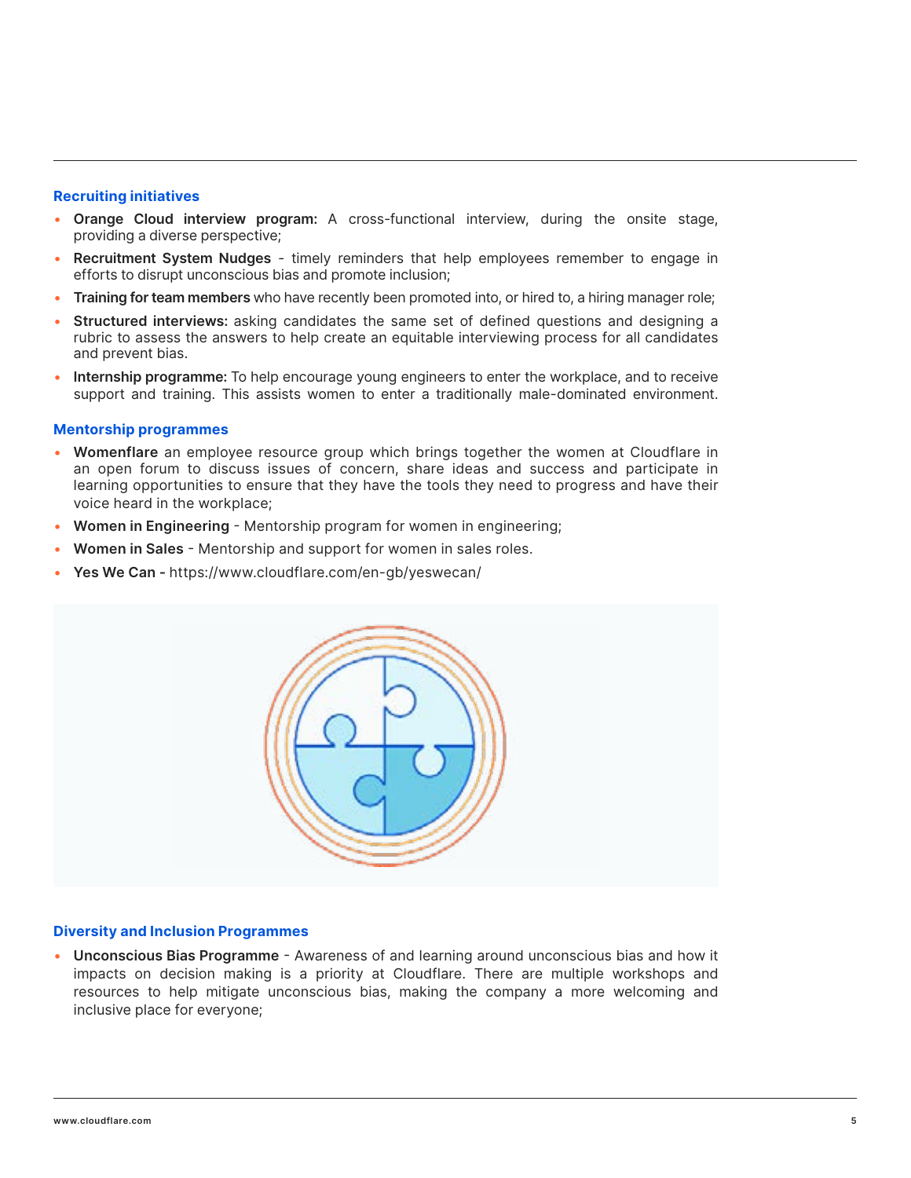### Recruiting initiatives

- **Orange Cloud interview program:** A cross-functional interview, during the onsite stage, providing a diverse perspective;
- **Recruitment System Nudges** - timely reminders that help employees remember to engage in efforts to disrupt unconscious bias and promote inclusion;
- **Training for team members** who have recently been promoted into, or hired to, a hiring manager role;
- **Structured interviews:** asking candidates the same set of defined questions and designing a rubric to assess the answers to help create an equitable interviewing process for all candidates and prevent bias.
- **Internship programme:** To help encourage young engineers to enter the workplace, and to receive support and training. This assists women to enter a traditionally male-dominated environment.

### Mentorship programmes

- **Womenflare** an employee resource group which brings together the women at Cloudflare in an open forum to discuss issues of concern, share ideas and success and participate in learning opportunities to ensure that they have the tools they need to progress and have their voice heard in the workplace;
- **Women in Engineering** - Mentorship program for women in engineering;
- **Women in Sales** - Mentorship and support for women in sales roles.
- **Yes We Can -** https://www.cloudflare.com/en-gb/yeswecan/

### Diversity and Inclusion Programmes

- **Unconscious Bias Programme** - Awareness of and learning around unconscious bias and how it impacts on decision making is a priority at Cloudflare. There are multiple workshops and resources to help mitigate unconscious bias, making the company a more welcoming and inclusive place for everyone;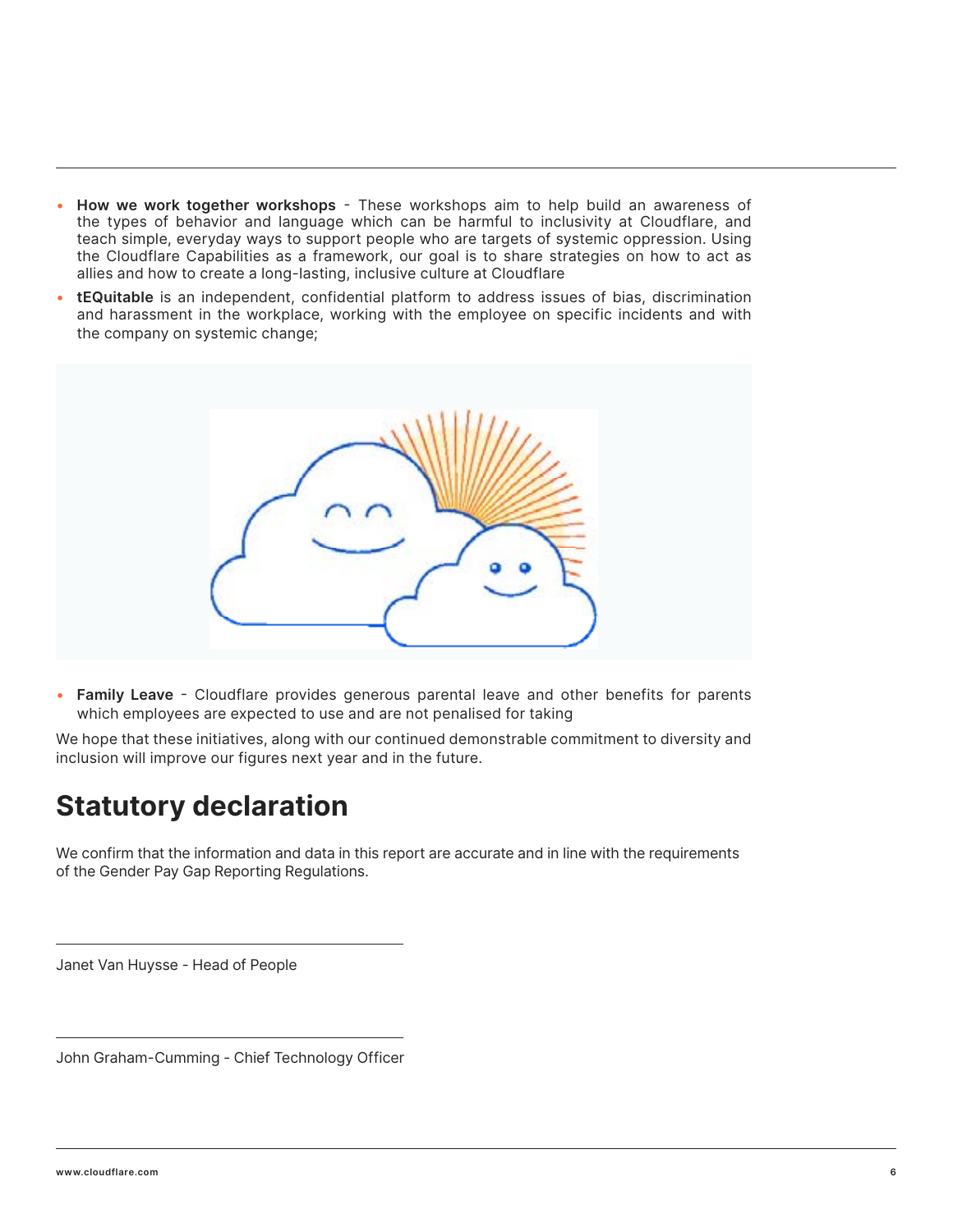- **How we work together workshops** - These workshops aim to help build an awareness of the types of behavior and language which can be harmful to inclusivity at Cloudflare, and teach simple, everyday ways to support people who are targets of systemic oppression. Using the Cloudflare Capabilities as a framework, our goal is to share strategies on how to act as allies and how to create a long-lasting, inclusive culture at Cloudflare
- **tEQuitable** is an independent, confidential platform to address issues of bias, discrimination and harassment in the workplace, working with the employee on specific incidents and with the company on systemic change;

- **Family Leave** - Cloudflare provides generous parental leave and other benefits for parents which employees are expected to use and are not penalised for taking

We hope that these initiatives, along with our continued demonstrable commitment to diversity and inclusion will improve our figures next year and in the future.

## Statutory declaration

We confirm that the information and data in this report are accurate and in line with the requirements of the Gender Pay Gap Reporting Regulations.

Janet Van Huysse - Head of People

John Graham-Cumming - Chief Technology Officer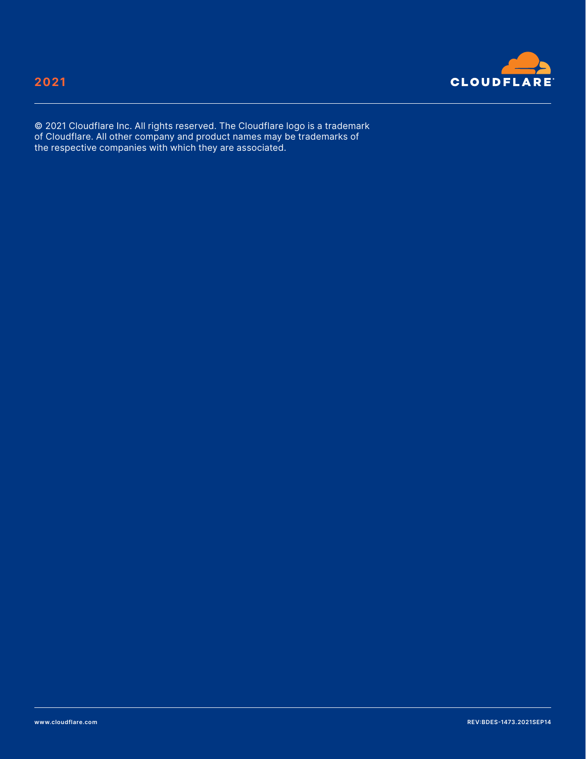2021

CLOUDFLARE

© 2021 Cloudflare Inc. All rights reserved. The Cloudflare logo is a trademark of Cloudflare. All other company and product names may be trademarks of the respective companies with which they are associated.

www.cloudflare.com

REV:BDES-1473.2021SEP14